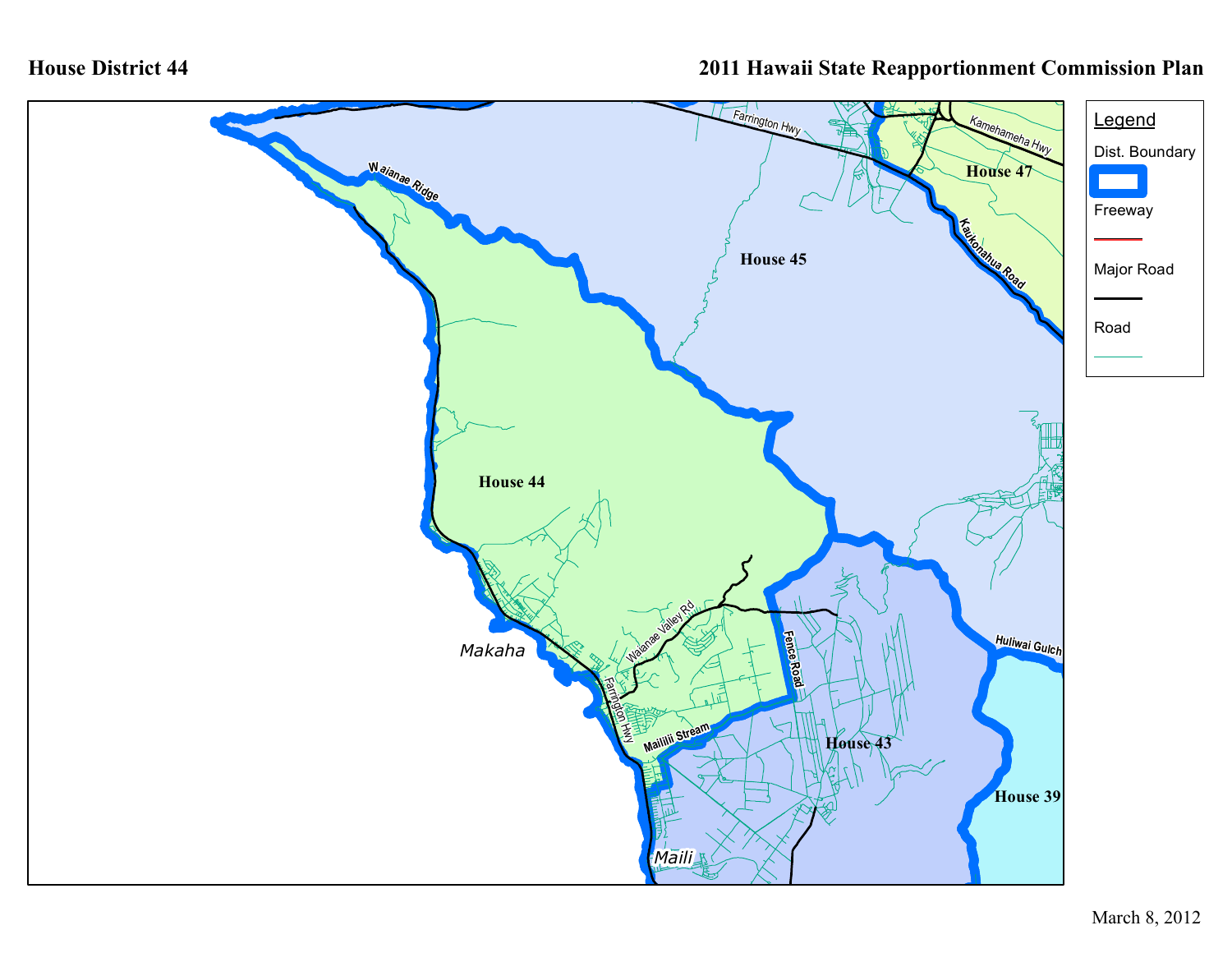# House District 44

## 2011 Hawaii State Reapportionment Commission Plan

**Legend**

- Dist. Boundary
- Freeway
- Major Road
- Road

House 44

House 45

House 47

House 43

House 39

Makaha

Maili

Waianae Ridge

Farrington Hwy

Kamehameha Hwy

Kaukonahua Road

Waianae Valley Rd

Fence Road

Mailiili Stream

Huliwai Gulch

March 8, 2012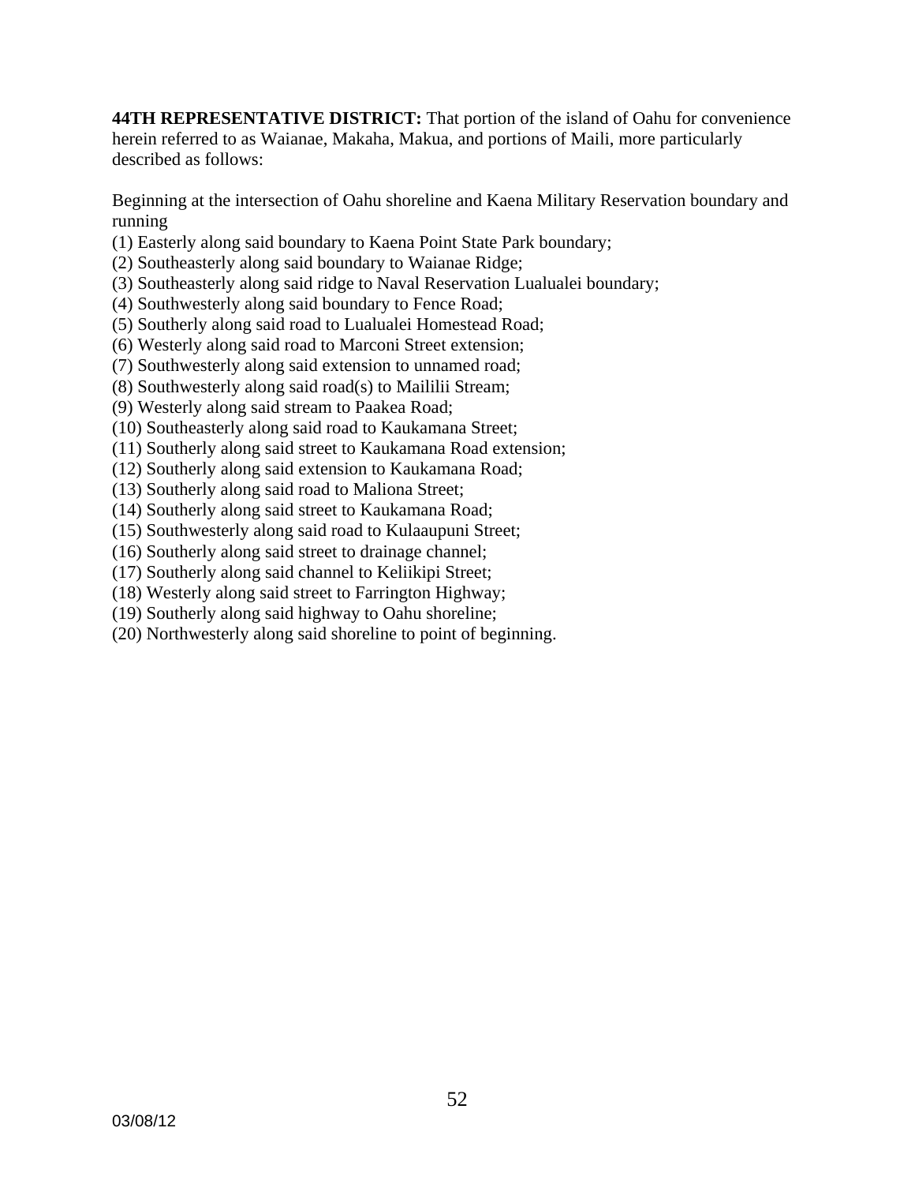**44TH REPRESENTATIVE DISTRICT:** That portion of the island of Oahu for convenience herein referred to as Waianae, Makaha, Makua, and portions of Maili, more particularly described as follows:

Beginning at the intersection of Oahu shoreline and Kaena Military Reservation boundary and running

(1) Easterly along said boundary to Kaena Point State Park boundary;
(2) Southeasterly along said boundary to Waianae Ridge;
(3) Southeasterly along said ridge to Naval Reservation Lualualei boundary;
(4) Southwesterly along said boundary to Fence Road;
(5) Southerly along said road to Lualualei Homestead Road;
(6) Westerly along said road to Marconi Street extension;
(7) Southwesterly along said extension to unnamed road;
(8) Southwesterly along said road(s) to Maililii Stream;
(9) Westerly along said stream to Paakea Road;
(10) Southeasterly along said road to Kaukamana Street;
(11) Southerly along said street to Kaukamana Road extension;
(12) Southerly along said extension to Kaukamana Road;
(13) Southerly along said road to Maliona Street;
(14) Southerly along said street to Kaukamana Road;
(15) Southwesterly along said road to Kulaaupuni Street;
(16) Southerly along said street to drainage channel;
(17) Southerly along said channel to Keliikipi Street;
(18) Westerly along said street to Farrington Highway;
(19) Southerly along said highway to Oahu shoreline;
(20) Northwesterly along said shoreline to point of beginning.